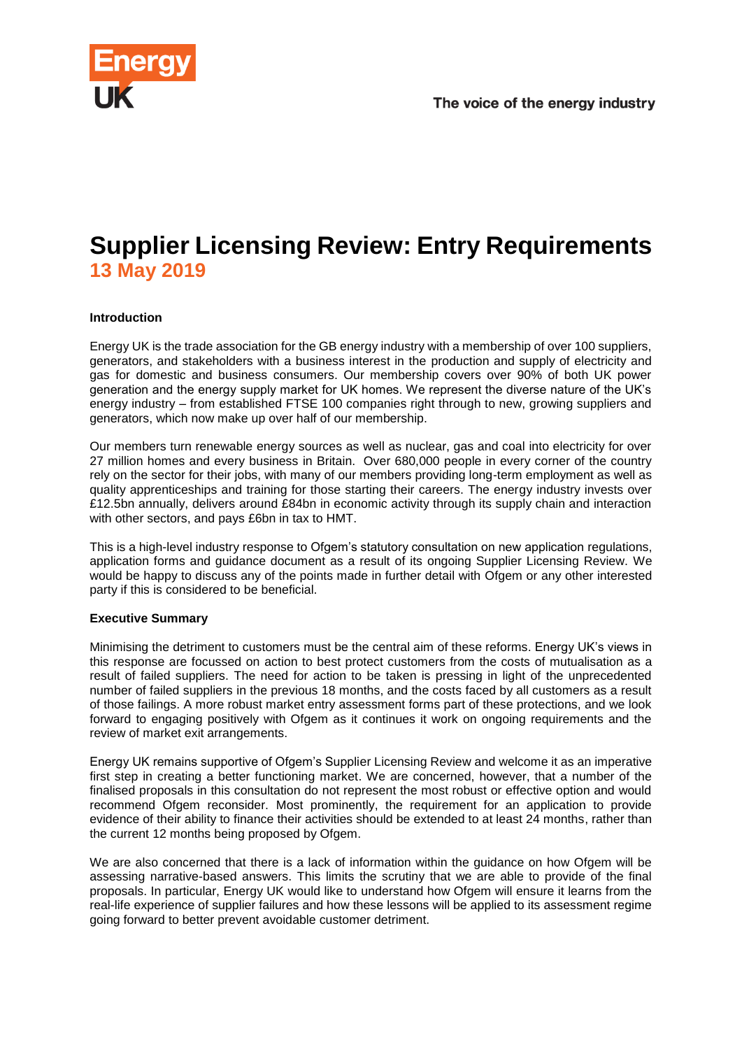# Supplier Licensing Review: Entry Requirements

**13 May 2019**

**Introduction**

Energy UK is the trade association for the GB energy industry with a membership of over 100 suppliers, generators, and stakeholders with a business interest in the production and supply of electricity and gas for domestic and business consumers. Our membership covers over 90% of both UK power generation and the energy supply market for UK homes. We represent the diverse nature of the UK's energy industry – from established FTSE 100 companies right through to new, growing suppliers and generators, which now make up over half of our membership.

Our members turn renewable energy sources as well as nuclear, gas and coal into electricity for over 27 million homes and every business in Britain. Over 680,000 people in every corner of the country rely on the sector for their jobs, with many of our members providing long-term employment as well as quality apprenticeships and training for those starting their careers. The energy industry invests over £12.5bn annually, delivers around £84bn in economic activity through its supply chain and interaction with other sectors, and pays £6bn in tax to HMT.

This is a high-level industry response to Ofgem's statutory consultation on new application regulations, application forms and guidance document as a result of its ongoing Supplier Licensing Review. We would be happy to discuss any of the points made in further detail with Ofgem or any other interested party if this is considered to be beneficial.

**Executive Summary**

Minimising the detriment to customers must be the central aim of these reforms. Energy UK's views in this response are focussed on action to best protect customers from the costs of mutualisation as a result of failed suppliers. The need for action to be taken is pressing in light of the unprecedented number of failed suppliers in the previous 18 months, and the costs faced by all customers as a result of those failings. A more robust market entry assessment forms part of these protections, and we look forward to engaging positively with Ofgem as it continues it work on ongoing requirements and the review of market exit arrangements.

Energy UK remains supportive of Ofgem's Supplier Licensing Review and welcome it as an imperative first step in creating a better functioning market. We are concerned, however, that a number of the finalised proposals in this consultation do not represent the most robust or effective option and would recommend Ofgem reconsider. Most prominently, the requirement for an application to provide evidence of their ability to finance their activities should be extended to at least 24 months, rather than the current 12 months being proposed by Ofgem.

We are also concerned that there is a lack of information within the guidance on how Ofgem will be assessing narrative-based answers. This limits the scrutiny that we are able to provide of the final proposals. In particular, Energy UK would like to understand how Ofgem will ensure it learns from the real-life experience of supplier failures and how these lessons will be applied to its assessment regime going forward to better prevent avoidable customer detriment.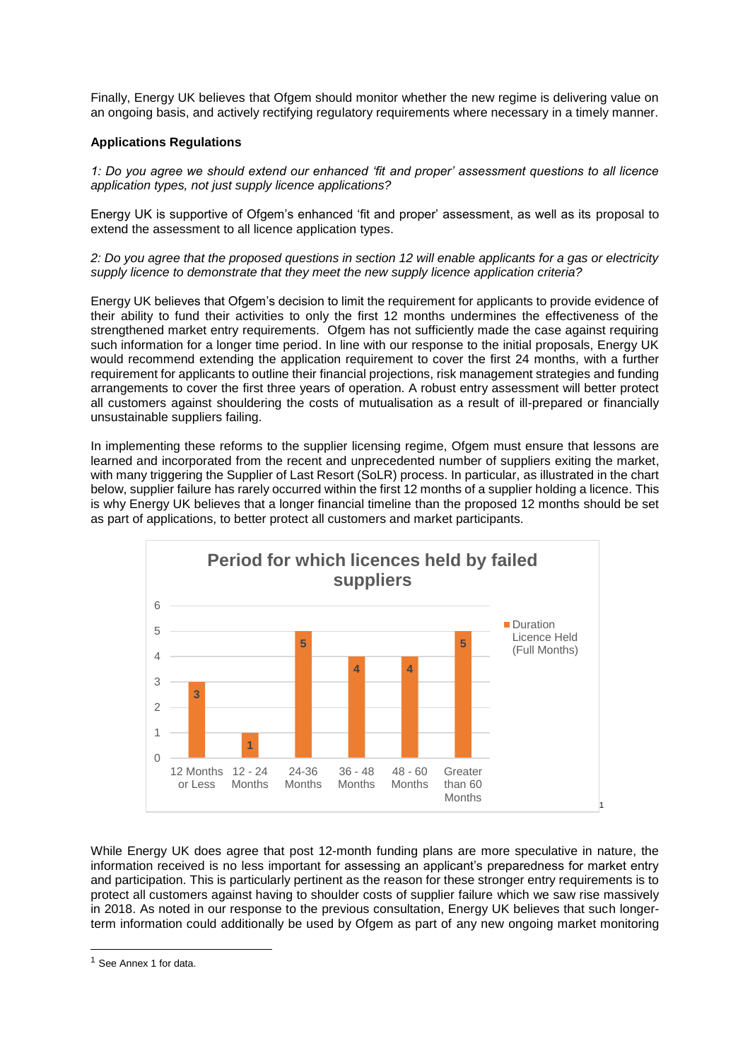Finally, Energy UK believes that Ofgem should monitor whether the new regime is delivering value on an ongoing basis, and actively rectifying regulatory requirements where necessary in a timely manner.

**Applications Regulations**

*1: Do you agree we should extend our enhanced 'fit and proper' assessment questions to all licence application types, not just supply licence applications?*

Energy UK is supportive of Ofgem's enhanced 'fit and proper' assessment, as well as its proposal to extend the assessment to all licence application types.

*2: Do you agree that the proposed questions in section 12 will enable applicants for a gas or electricity supply licence to demonstrate that they meet the new supply licence application criteria?*

Energy UK believes that Ofgem's decision to limit the requirement for applicants to provide evidence of their ability to fund their activities to only the first 12 months undermines the effectiveness of the strengthened market entry requirements. Ofgem has not sufficiently made the case against requiring such information for a longer time period. In line with our response to the initial proposals, Energy UK would recommend extending the application requirement to cover the first 24 months, with a further requirement for applicants to outline their financial projections, risk management strategies and funding arrangements to cover the first three years of operation. A robust entry assessment will better protect all customers against shouldering the costs of mutualisation as a result of ill-prepared or financially unsustainable suppliers failing.

In implementing these reforms to the supplier licensing regime, Ofgem must ensure that lessons are learned and incorporated from the recent and unprecedented number of suppliers exiting the market, with many triggering the Supplier of Last Resort (SoLR) process. In particular, as illustrated in the chart below, supplier failure has rarely occurred within the first 12 months of a supplier holding a licence. This is why Energy UK believes that a longer financial timeline than the proposed 12 months should be set as part of applications, to better protect all customers and market participants.

**Period for which licences held by failed suppliers**[1]

| Duration Licence Held (Full Months) | Number of failed suppliers |
|---|---|
| 12 Months or Less | 3 |
| 12 - 24 Months | 1 |
| 24-36 Months | 5 |
| 36 - 48 Months | 4 |
| 48 - 60 Months | 4 |
| Greater than 60 Months | 5 |

While Energy UK does agree that post 12-month funding plans are more speculative in nature, the information received is no less important for assessing an applicant's preparedness for market entry and participation. This is particularly pertinent as the reason for these stronger entry requirements is to protect all customers against having to shoulder costs of supplier failure which we saw rise massively in 2018. As noted in our response to the previous consultation, Energy UK believes that such longer-term information could additionally be used by Ofgem as part of any new ongoing market monitoring

[1] See Annex 1 for data.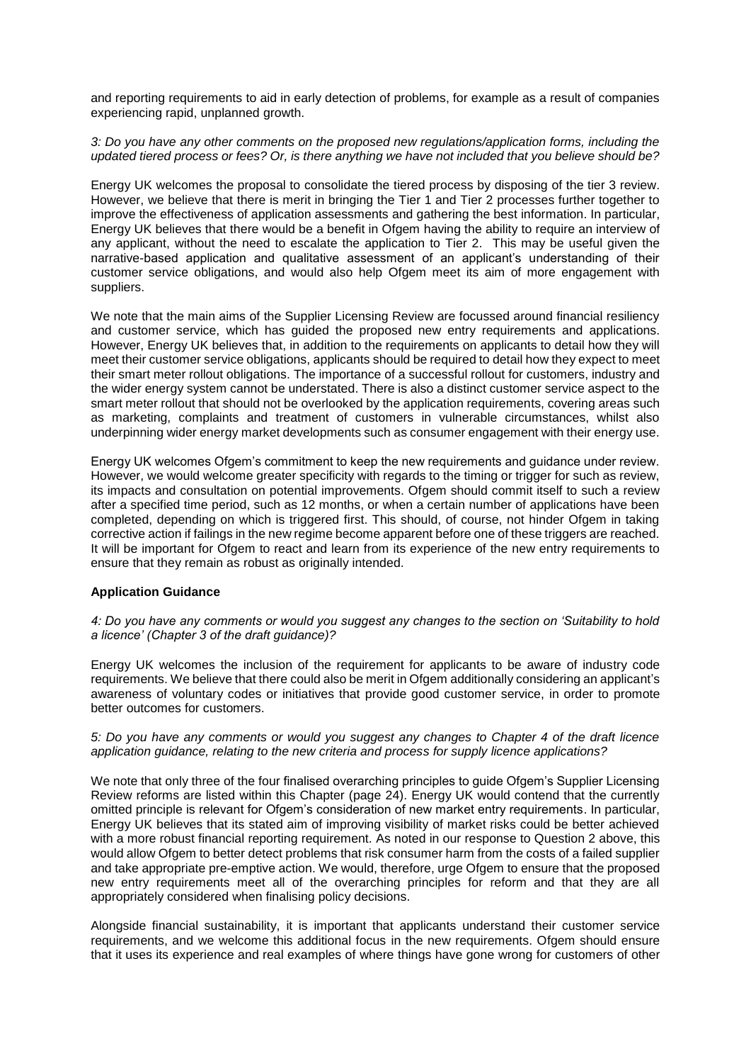and reporting requirements to aid in early detection of problems, for example as a result of companies experiencing rapid, unplanned growth.

*3: Do you have any other comments on the proposed new regulations/application forms, including the updated tiered process or fees? Or, is there anything we have not included that you believe should be?*

Energy UK welcomes the proposal to consolidate the tiered process by disposing of the tier 3 review. However, we believe that there is merit in bringing the Tier 1 and Tier 2 processes further together to improve the effectiveness of application assessments and gathering the best information. In particular, Energy UK believes that there would be a benefit in Ofgem having the ability to require an interview of any applicant, without the need to escalate the application to Tier 2. This may be useful given the narrative-based application and qualitative assessment of an applicant's understanding of their customer service obligations, and would also help Ofgem meet its aim of more engagement with suppliers.

We note that the main aims of the Supplier Licensing Review are focussed around financial resiliency and customer service, which has guided the proposed new entry requirements and applications. However, Energy UK believes that, in addition to the requirements on applicants to detail how they will meet their customer service obligations, applicants should be required to detail how they expect to meet their smart meter rollout obligations. The importance of a successful rollout for customers, industry and the wider energy system cannot be understated. There is also a distinct customer service aspect to the smart meter rollout that should not be overlooked by the application requirements, covering areas such as marketing, complaints and treatment of customers in vulnerable circumstances, whilst also underpinning wider energy market developments such as consumer engagement with their energy use.

Energy UK welcomes Ofgem's commitment to keep the new requirements and guidance under review. However, we would welcome greater specificity with regards to the timing or trigger for such as review, its impacts and consultation on potential improvements. Ofgem should commit itself to such a review after a specified time period, such as 12 months, or when a certain number of applications have been completed, depending on which is triggered first. This should, of course, not hinder Ofgem in taking corrective action if failings in the new regime become apparent before one of these triggers are reached. It will be important for Ofgem to react and learn from its experience of the new entry requirements to ensure that they remain as robust as originally intended.

**Application Guidance**

*4: Do you have any comments or would you suggest any changes to the section on 'Suitability to hold a licence' (Chapter 3 of the draft guidance)?*

Energy UK welcomes the inclusion of the requirement for applicants to be aware of industry code requirements. We believe that there could also be merit in Ofgem additionally considering an applicant's awareness of voluntary codes or initiatives that provide good customer service, in order to promote better outcomes for customers.

*5: Do you have any comments or would you suggest any changes to Chapter 4 of the draft licence application guidance, relating to the new criteria and process for supply licence applications?*

We note that only three of the four finalised overarching principles to guide Ofgem's Supplier Licensing Review reforms are listed within this Chapter (page 24). Energy UK would contend that the currently omitted principle is relevant for Ofgem's consideration of new market entry requirements. In particular, Energy UK believes that its stated aim of improving visibility of market risks could be better achieved with a more robust financial reporting requirement. As noted in our response to Question 2 above, this would allow Ofgem to better detect problems that risk consumer harm from the costs of a failed supplier and take appropriate pre-emptive action. We would, therefore, urge Ofgem to ensure that the proposed new entry requirements meet all of the overarching principles for reform and that they are all appropriately considered when finalising policy decisions.

Alongside financial sustainability, it is important that applicants understand their customer service requirements, and we welcome this additional focus in the new requirements. Ofgem should ensure that it uses its experience and real examples of where things have gone wrong for customers of other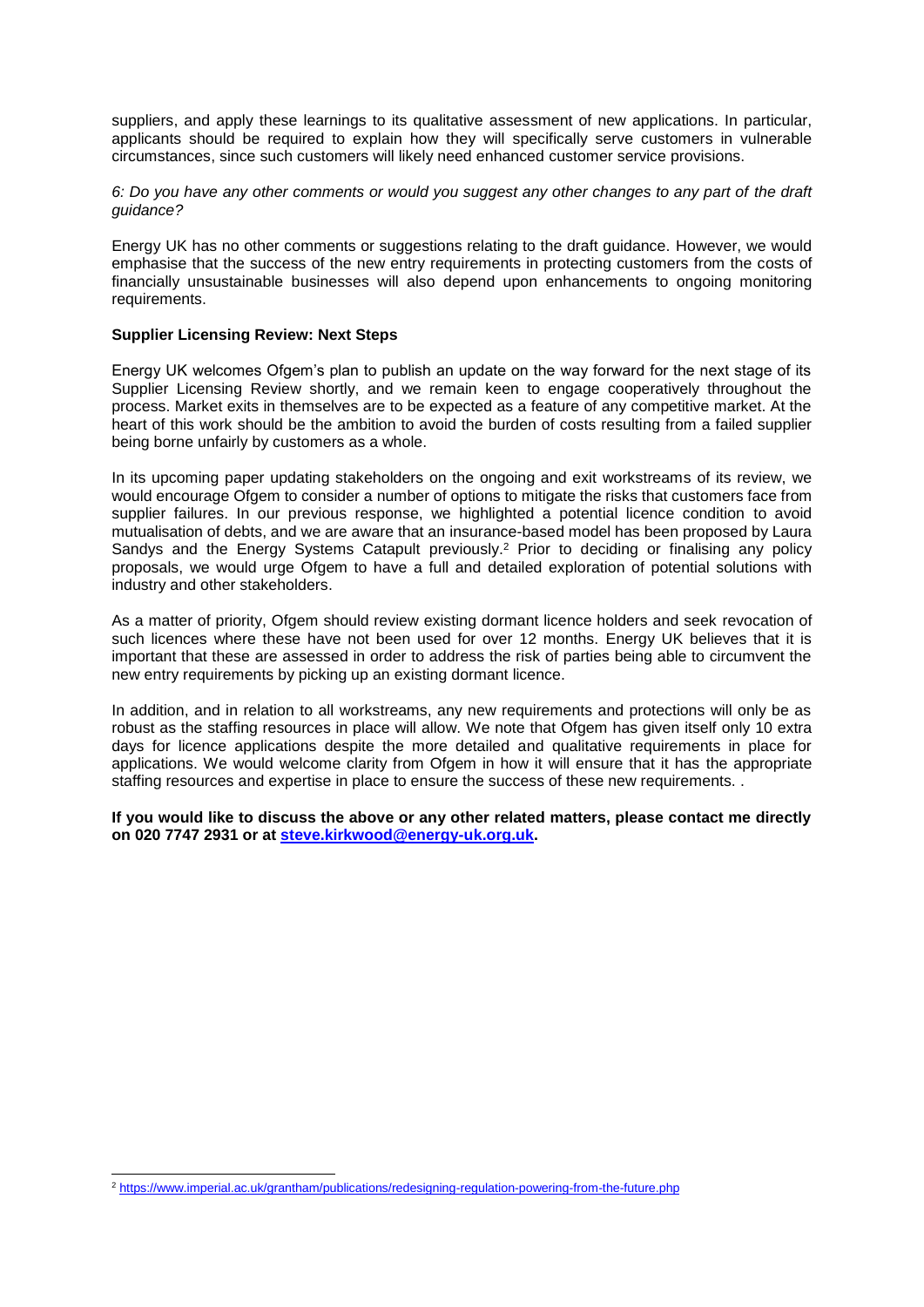suppliers, and apply these learnings to its qualitative assessment of new applications. In particular, applicants should be required to explain how they will specifically serve customers in vulnerable circumstances, since such customers will likely need enhanced customer service provisions.

*6: Do you have any other comments or would you suggest any other changes to any part of the draft guidance?*

Energy UK has no other comments or suggestions relating to the draft guidance. However, we would emphasise that the success of the new entry requirements in protecting customers from the costs of financially unsustainable businesses will also depend upon enhancements to ongoing monitoring requirements.

**Supplier Licensing Review: Next Steps**

Energy UK welcomes Ofgem's plan to publish an update on the way forward for the next stage of its Supplier Licensing Review shortly, and we remain keen to engage cooperatively throughout the process. Market exits in themselves are to be expected as a feature of any competitive market. At the heart of this work should be the ambition to avoid the burden of costs resulting from a failed supplier being borne unfairly by customers as a whole.

In its upcoming paper updating stakeholders on the ongoing and exit workstreams of its review, we would encourage Ofgem to consider a number of options to mitigate the risks that customers face from supplier failures. In our previous response, we highlighted a potential licence condition to avoid mutualisation of debts, and we are aware that an insurance-based model has been proposed by Laura Sandys and the Energy Systems Catapult previously.[2] Prior to deciding or finalising any policy proposals, we would urge Ofgem to have a full and detailed exploration of potential solutions with industry and other stakeholders.

As a matter of priority, Ofgem should review existing dormant licence holders and seek revocation of such licences where these have not been used for over 12 months. Energy UK believes that it is important that these are assessed in order to address the risk of parties being able to circumvent the new entry requirements by picking up an existing dormant licence.

In addition, and in relation to all workstreams, any new requirements and protections will only be as robust as the staffing resources in place will allow. We note that Ofgem has given itself only 10 extra days for licence applications despite the more detailed and qualitative requirements in place for applications. We would welcome clarity from Ofgem in how it will ensure that it has the appropriate staffing resources and expertise in place to ensure the success of these new requirements. .

**If you would like to discuss the above or any other related matters, please contact me directly on 020 7747 2931 or at [steve.kirkwood@energy-uk.org.uk](mailto:steve.kirkwood@energy-uk.org.uk).**

---

[2] https://www.imperial.ac.uk/grantham/publications/redesigning-regulation-powering-from-the-future.php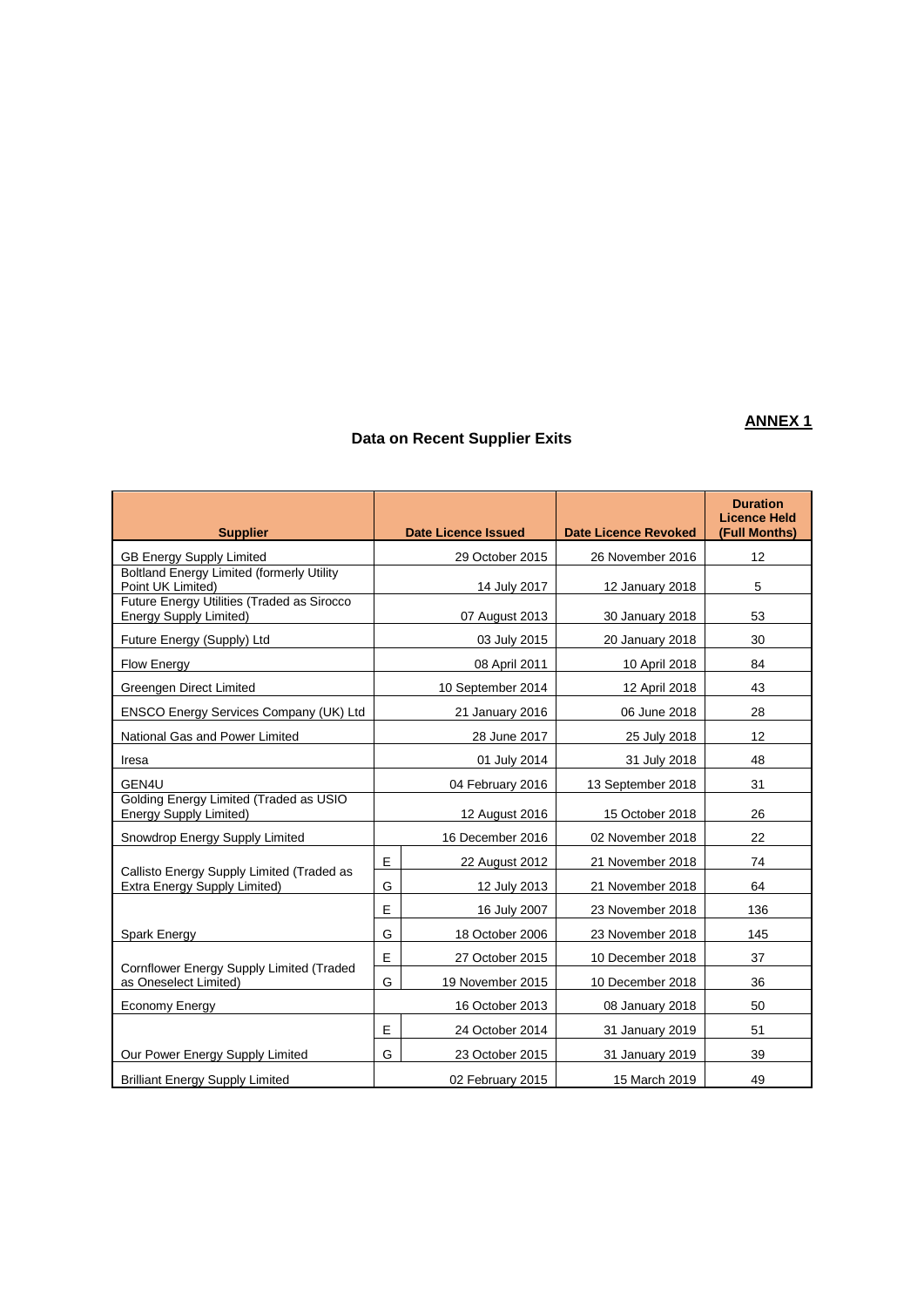**ANNEX 1**

## Data on Recent Supplier Exits

| Supplier | | Date Licence Issued | Date Licence Revoked | Duration Licence Held (Full Months) |
|---|---|---|---|---|
| GB Energy Supply Limited | | 29 October 2015 | 26 November 2016 | 12 |
| Boltland Energy Limited (formerly Utility Point UK Limited) | | 14 July 2017 | 12 January 2018 | 5 |
| Future Energy Utilities (Traded as Sirocco Energy Supply Limited) | | 07 August 2013 | 30 January 2018 | 53 |
| Future Energy (Supply) Ltd | | 03 July 2015 | 20 January 2018 | 30 |
| Flow Energy | | 08 April 2011 | 10 April 2018 | 84 |
| Greengen Direct Limited | | 10 September 2014 | 12 April 2018 | 43 |
| ENSCO Energy Services Company (UK) Ltd | | 21 January 2016 | 06 June 2018 | 28 |
| National Gas and Power Limited | | 28 June 2017 | 25 July 2018 | 12 |
| Iresa | | 01 July 2014 | 31 July 2018 | 48 |
| GEN4U | | 04 February 2016 | 13 September 2018 | 31 |
| Golding Energy Limited (Traded as USIO Energy Supply Limited) | | 12 August 2016 | 15 October 2018 | 26 |
| Snowdrop Energy Supply Limited | | 16 December 2016 | 02 November 2018 | 22 |
| Callisto Energy Supply Limited (Traded as Extra Energy Supply Limited) | E | 22 August 2012 | 21 November 2018 | 74 |
| | G | 12 July 2013 | 21 November 2018 | 64 |
| Spark Energy | E | 16 July 2007 | 23 November 2018 | 136 |
| | G | 18 October 2006 | 23 November 2018 | 145 |
| Cornflower Energy Supply Limited (Traded as Oneselect Limited) | E | 27 October 2015 | 10 December 2018 | 37 |
| | G | 19 November 2015 | 10 December 2018 | 36 |
| Economy Energy | | 16 October 2013 | 08 January 2018 | 50 |
| Our Power Energy Supply Limited | E | 24 October 2014 | 31 January 2019 | 51 |
| | G | 23 October 2015 | 31 January 2019 | 39 |
| Brilliant Energy Supply Limited | | 02 February 2015 | 15 March 2019 | 49 |